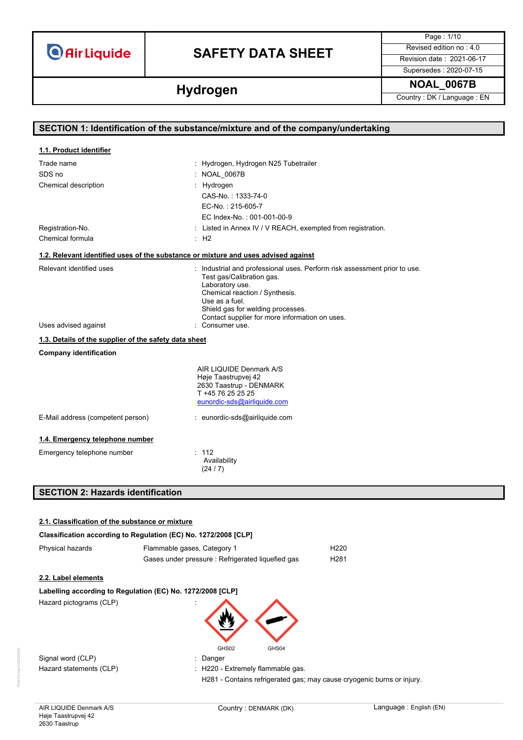# SAFETY DATA SHEET

**Air Liquide**

| | |
|---|---|
| Page : 1/10 | |
| Revised edition no : 4.0 | |
| Revision date : 2021-06-17 | |
| Supersedes : 2020-07-15 | |

## Hydrogen

**NOAL_0067B**

Country : DK / Language : EN

## SECTION 1: Identification of the substance/mixture and of the company/undertaking

### 1.1. Product identifier

| | |
|---|---|
| Trade name | : Hydrogen, Hydrogen N25 Tubetrailer |
| SDS no | : NOAL_0067B |
| Chemical description | : Hydrogen<br>CAS-No. : 1333-74-0<br>EC-No. : 215-605-7<br>EC Index-No. : 001-001-00-9 |
| Registration-No. | : Listed in Annex IV / V REACH, exempted from registration. |
| Chemical formula | : $H_2$ |

### 1.2. Relevant identified uses of the substance or mixture and uses advised against

| | |
|---|---|
| Relevant identified uses | : Industrial and professional uses. Perform risk assessment prior to use.<br>Test gas/Calibration gas.<br>Laboratory use.<br>Chemical reaction / Synthesis.<br>Use as a fuel.<br>Shield gas for welding processes.<br>Contact supplier for more information on uses. |
| Uses advised against | : Consumer use. |

### 1.3. Details of the supplier of the safety data sheet

**Company identification**

AIR LIQUIDE Denmark A/S
Høje Taastrupvej 42
2630 Taastrup - DENMARK
T +45 76 25 25 25
eunordic-sds@airliquide.com

| | |
|---|---|
| E-Mail address (competent person) | : eunordic-sds@airliquide.com |

### 1.4. Emergency telephone number

| | |
|---|---|
| Emergency telephone number | : 112<br>Availability<br>(24 / 7) |

## SECTION 2: Hazards identification

### 2.1. Classification of the substance or mixture

**Classification according to Regulation (EC) No. 1272/2008 [CLP]**

| | | |
|---|---|---|
| Physical hazards | Flammable gases, Category 1 | H220 |
| | Gases under pressure : Refrigerated liquefied gas | H281 |

### 2.2. Label elements

**Labelling according to Regulation (EC) No. 1272/2008 [CLP]**

Hazard pictograms (CLP) :

GHS02 GHS04

| | |
|---|---|
| Signal word (CLP) | : Danger |
| Hazard statements (CLP) | : H220 - Extremely flammable gas.<br>H281 - Contains refrigerated gas; may cause cryogenic burns or injury. |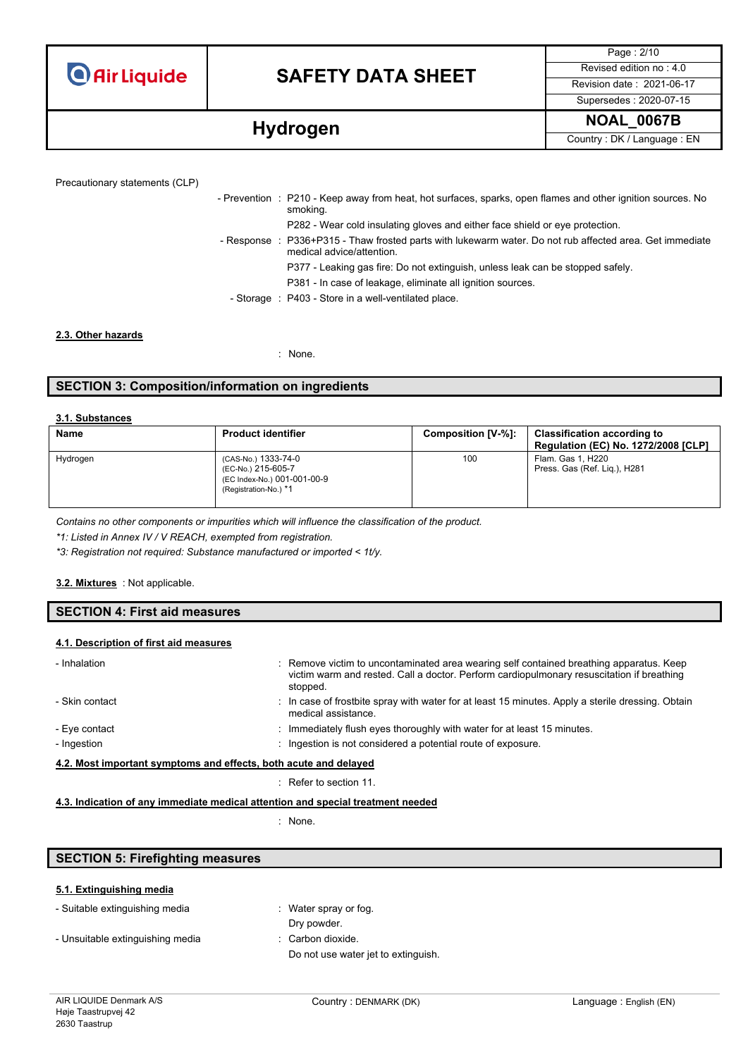Precautionary statements (CLP)

- Prevention : P210 - Keep away from heat, hot surfaces, sparks, open flames and other ignition sources. No smoking.
  
  P282 - Wear cold insulating gloves and either face shield or eye protection.
- Response : P336+P315 - Thaw frosted parts with lukewarm water. Do not rub affected area. Get immediate medical advice/attention.
  
  P377 - Leaking gas fire: Do not extinguish, unless leak can be stopped safely.
  
  P381 - In case of leakage, eliminate all ignition sources.
- Storage : P403 - Store in a well-ventilated place.

### 2.3. Other hazards

: None.

## SECTION 3: Composition/information on ingredients

### 3.1. Substances

| Name | Product identifier | Composition [V-%]: | Classification according to Regulation (EC) No. 1272/2008 [CLP] |
|---|---|---|---|
| Hydrogen | (CAS-No.) 1333-74-0<br>(EC-No.) 215-605-7<br>(EC Index-No.) 001-001-00-9<br>(Registration-No.) *1 | 100 | Flam. Gas 1, H220<br>Press. Gas (Ref. Liq.), H281 |

*Contains no other components or impurities which will influence the classification of the product.*

**1: Listed in Annex IV / V REACH, exempted from registration.*

**3: Registration not required: Substance manufactured or imported < 1t/y.*

**3.2. Mixtures** : Not applicable.

## SECTION 4: First aid measures

### 4.1. Description of first aid measures

- Inhalation : Remove victim to uncontaminated area wearing self contained breathing apparatus. Keep victim warm and rested. Call a doctor. Perform cardiopulmonary resuscitation if breathing stopped.
- Skin contact : In case of frostbite spray with water for at least 15 minutes. Apply a sterile dressing. Obtain medical assistance.
- Eye contact : Immediately flush eyes thoroughly with water for at least 15 minutes.
- Ingestion : Ingestion is not considered a potential route of exposure.

### 4.2. Most important symptoms and effects, both acute and delayed

: Refer to section 11.

### 4.3. Indication of any immediate medical attention and special treatment needed

: None.

## SECTION 5: Firefighting measures

### 5.1. Extinguishing media

- Suitable extinguishing media : Water spray or fog.
  
  Dry powder.
- Unsuitable extinguishing media : Carbon dioxide.
  
  Do not use water jet to extinguish.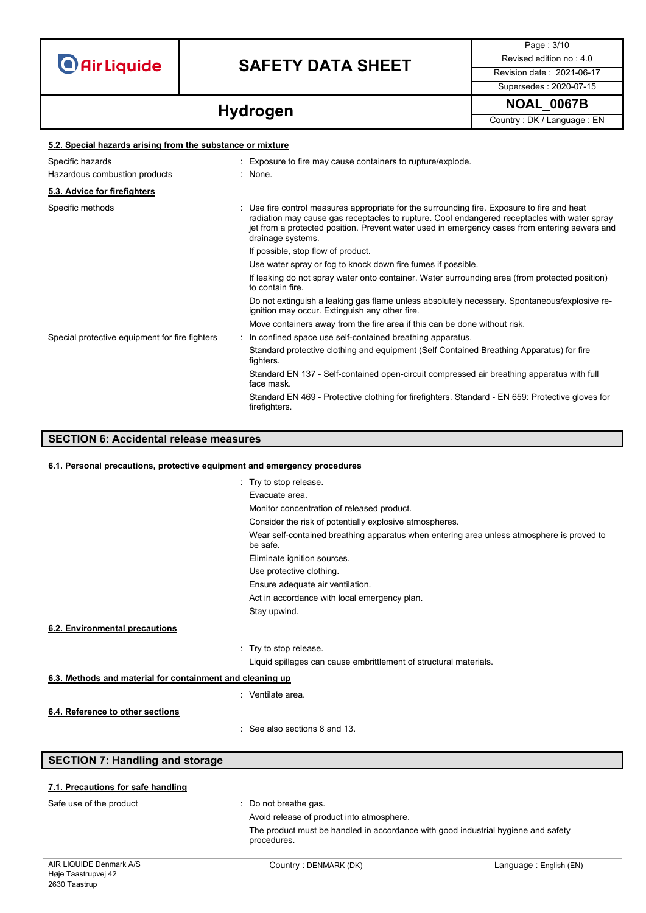#### 5.2. Special hazards arising from the substance or mixture

| | |
|---|---|
| Specific hazards | : Exposure to fire may cause containers to rupture/explode. |
| Hazardous combustion products | : None. |

#### 5.3. Advice for firefighters

| | |
|---|---|
| Specific methods | : Use fire control measures appropriate for the surrounding fire. Exposure to fire and heat radiation may cause gas receptacles to rupture. Cool endangered receptacles with water spray jet from a protected position. Prevent water used in emergency cases from entering sewers and drainage systems.<br>If possible, stop flow of product.<br>Use water spray or fog to knock down fire fumes if possible.<br>If leaking do not spray water onto container. Water surrounding area (from protected position) to contain fire.<br>Do not extinguish a leaking gas flame unless absolutely necessary. Spontaneous/explosive re-ignition may occur. Extinguish any other fire.<br>Move containers away from the fire area if this can be done without risk. |
| Special protective equipment for fire fighters | : In confined space use self-contained breathing apparatus.<br>Standard protective clothing and equipment (Self Contained Breathing Apparatus) for fire fighters.<br>Standard EN 137 - Self-contained open-circuit compressed air breathing apparatus with full face mask.<br>Standard EN 469 - Protective clothing for firefighters. Standard - EN 659: Protective gloves for firefighters. |

## SECTION 6: Accidental release measures

#### 6.1. Personal precautions, protective equipment and emergency procedures

: Try to stop release.
Evacuate area.
Monitor concentration of released product.
Consider the risk of potentially explosive atmospheres.
Wear self-contained breathing apparatus when entering area unless atmosphere is proved to be safe.
Eliminate ignition sources.
Use protective clothing.
Ensure adequate air ventilation.
Act in accordance with local emergency plan.
Stay upwind.

#### 6.2. Environmental precautions

: Try to stop release.
Liquid spillages can cause embrittlement of structural materials.

#### 6.3. Methods and material for containment and cleaning up

: Ventilate area.

#### 6.4. Reference to other sections

: See also sections 8 and 13.

## SECTION 7: Handling and storage

#### 7.1. Precautions for safe handling

| | |
|---|---|
| Safe use of the product | : Do not breathe gas.<br>Avoid release of product into atmosphere.<br>The product must be handled in accordance with good industrial hygiene and safety procedures. |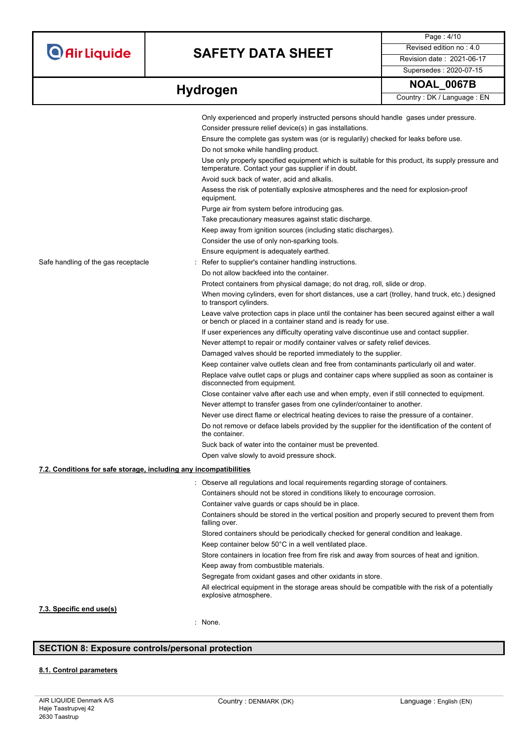Only experienced and properly instructed persons should handle gases under pressure.
Consider pressure relief device(s) in gas installations.
Ensure the complete gas system was (or is regularily) checked for leaks before use.
Do not smoke while handling product.
Use only properly specified equipment which is suitable for this product, its supply pressure and temperature. Contact your gas supplier if in doubt.
Avoid suck back of water, acid and alkalis.
Assess the risk of potentially explosive atmospheres and the need for explosion-proof equipment.
Purge air from system before introducing gas.
Take precautionary measures against static discharge.
Keep away from ignition sources (including static discharges).
Consider the use of only non-sparking tools.
Ensure equipment is adequately earthed.

Safe handling of the gas receptacle : Refer to supplier's container handling instructions.
Do not allow backfeed into the container.
Protect containers from physical damage; do not drag, roll, slide or drop.
When moving cylinders, even for short distances, use a cart (trolley, hand truck, etc.) designed to transport cylinders.
Leave valve protection caps in place until the container has been secured against either a wall or bench or placed in a container stand and is ready for use.
If user experiences any difficulty operating valve discontinue use and contact supplier.
Never attempt to repair or modify container valves or safety relief devices.
Damaged valves should be reported immediately to the supplier.
Keep container valve outlets clean and free from contaminants particularly oil and water.
Replace valve outlet caps or plugs and container caps where supplied as soon as container is disconnected from equipment.
Close container valve after each use and when empty, even if still connected to equipment.
Never attempt to transfer gases from one cylinder/container to another.
Never use direct flame or electrical heating devices to raise the pressure of a container.
Do not remove or deface labels provided by the supplier for the identification of the content of the container.
Suck back of water into the container must be prevented.
Open valve slowly to avoid pressure shock.

### 7.2. Conditions for safe storage, including any incompatibilities

: Observe all regulations and local requirements regarding storage of containers.
Containers should not be stored in conditions likely to encourage corrosion.
Container valve guards or caps should be in place.
Containers should be stored in the vertical position and properly secured to prevent them from falling over.
Stored containers should be periodically checked for general condition and leakage.
Keep container below 50°C in a well ventilated place.
Store containers in location free from fire risk and away from sources of heat and ignition.
Keep away from combustible materials.
Segregate from oxidant gases and other oxidants in store.
All electrical equipment in the storage areas should be compatible with the risk of a potentially explosive atmosphere.

### 7.3. Specific end use(s)

: None.

## SECTION 8: Exposure controls/personal protection

### 8.1. Control parameters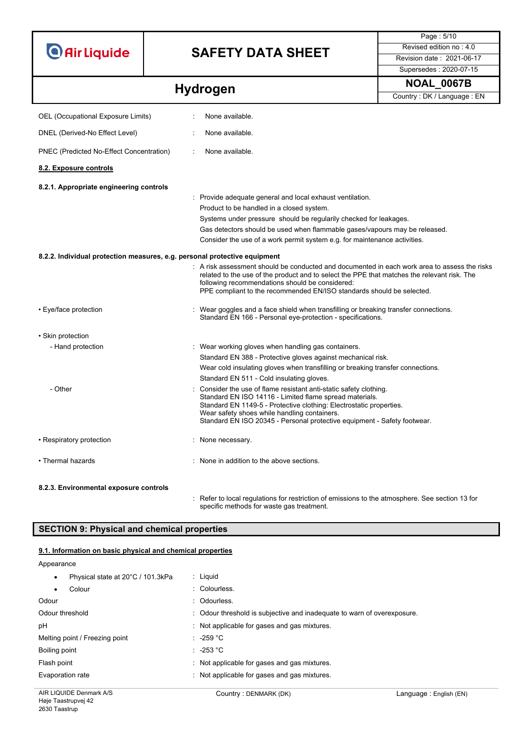OEL (Occupational Exposure Limits) : None available.

DNEL (Derived-No Effect Level) : None available.

PNEC (Predicted No-Effect Concentration) : None available.

### 8.2. Exposure controls

#### 8.2.1. Appropriate engineering controls

: Provide adequate general and local exhaust ventilation.
Product to be handled in a closed system.
Systems under pressure should be regularly checked for leakages.
Gas detectors should be used when flammable gases/vapours may be released.
Consider the use of a work permit system e.g. for maintenance activities.

#### 8.2.2. Individual protection measures, e.g. personal protective equipment

: A risk assessment should be conducted and documented in each work area to assess the risks related to the use of the product and to select the PPE that matches the relevant risk. The following recommendations should be considered:
PPE compliant to the recommended EN/ISO standards should be selected.

• Eye/face protection : Wear goggles and a face shield when transfilling or breaking transfer connections.
Standard EN 166 - Personal eye-protection - specifications.

• Skin protection

- Hand protection : Wear working gloves when handling gas containers.
Standard EN 388 - Protective gloves against mechanical risk.
Wear cold insulating gloves when transfilling or breaking transfer connections.
Standard EN 511 - Cold insulating gloves.

- Other : Consider the use of flame resistant anti-static safety clothing.
Standard EN ISO 14116 - Limited flame spread materials.
Standard EN 1149-5 - Protective clothing: Electrostatic properties.
Wear safety shoes while handling containers.
Standard EN ISO 20345 - Personal protective equipment - Safety footwear.

• Respiratory protection : None necessary.

• Thermal hazards : None in addition to the above sections.

#### 8.2.3. Environmental exposure controls

: Refer to local regulations for restriction of emissions to the atmosphere. See section 13 for specific methods for waste gas treatment.

## SECTION 9: Physical and chemical properties

### 9.1. Information on basic physical and chemical properties

Appearance

- Physical state at 20°C / 101.3kPa : Liquid
- Colour : Colourless.

Odour : Odourless.

Odour threshold : Odour threshold is subjective and inadequate to warn of overexposure.

pH : Not applicable for gases and gas mixtures.

Melting point / Freezing point : -259 °C

Boiling point : -253 °C

Flash point : Not applicable for gases and gas mixtures.

Evaporation rate : Not applicable for gases and gas mixtures.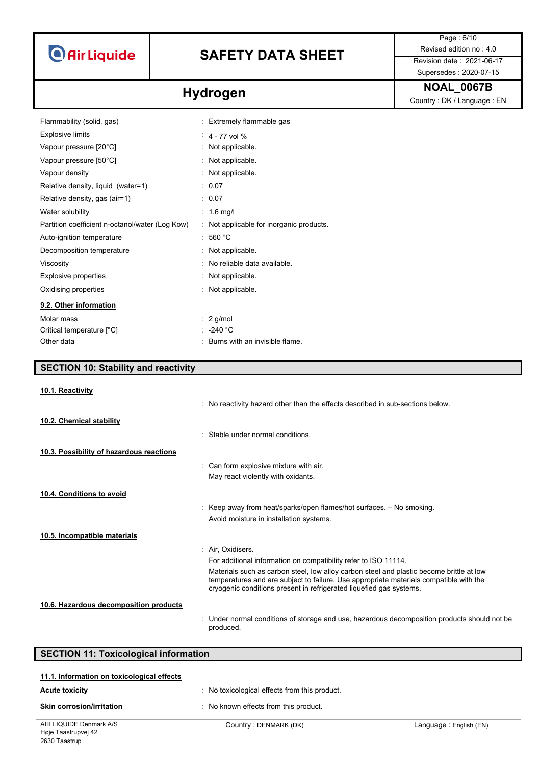| | |
|---|---|
| Flammability (solid, gas) | : Extremely flammable gas |
| Explosive limits | : 4 - 77 vol % |
| Vapour pressure [20°C] | : Not applicable. |
| Vapour pressure [50°C] | : Not applicable. |
| Vapour density | : Not applicable. |
| Relative density, liquid (water=1) | : 0.07 |
| Relative density, gas (air=1) | : 0.07 |
| Water solubility | : 1.6 mg/l |
| Partition coefficient n-octanol/water (Log Kow) | : Not applicable for inorganic products. |
| Auto-ignition temperature | : 560 °C |
| Decomposition temperature | : Not applicable. |
| Viscosity | : No reliable data available. |
| Explosive properties | : Not applicable. |
| Oxidising properties | : Not applicable. |

### 9.2. Other information

| | |
|---|---|
| Molar mass | : 2 g/mol |
| Critical temperature [°C] | : -240 °C |
| Other data | : Burns with an invisible flame. |

## SECTION 10: Stability and reactivity

### 10.1. Reactivity

: No reactivity hazard other than the effects described in sub-sections below.

### 10.2. Chemical stability

: Stable under normal conditions.

### 10.3. Possibility of hazardous reactions

: Can form explosive mixture with air.
May react violently with oxidants.

### 10.4. Conditions to avoid

: Keep away from heat/sparks/open flames/hot surfaces. – No smoking.
Avoid moisture in installation systems.

### 10.5. Incompatible materials

: Air, Oxidisers.
For additional information on compatibility refer to ISO 11114.
Materials such as carbon steel, low alloy carbon steel and plastic become brittle at low temperatures and are subject to failure. Use appropriate materials compatible with the cryogenic conditions present in refrigerated liquefied gas systems.

### 10.6. Hazardous decomposition products

: Under normal conditions of storage and use, hazardous decomposition products should not be produced.

## SECTION 11: Toxicological information

### 11.1. Information on toxicological effects

| | |
|---|---|
| **Acute toxicity** | : No toxicological effects from this product. |
| **Skin corrosion/irritation** | : No known effects from this product. |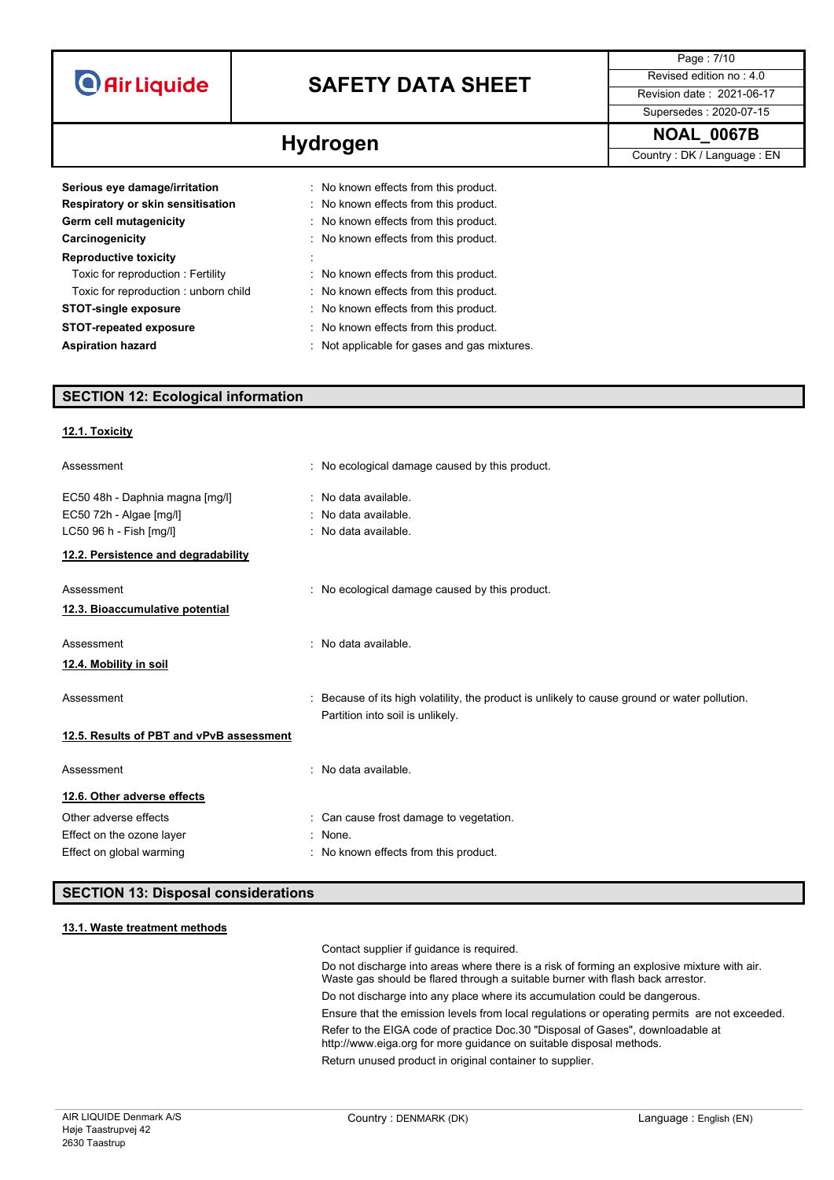| | |
|---|---|
| **Serious eye damage/irritation** | : No known effects from this product. |
| **Respiratory or skin sensitisation** | : No known effects from this product. |
| **Germ cell mutagenicity** | : No known effects from this product. |
| **Carcinogenicity** | : No known effects from this product. |
| **Reproductive toxicity** | : |
| Toxic for reproduction : Fertility | : No known effects from this product. |
| Toxic for reproduction : unborn child | : No known effects from this product. |
| **STOT-single exposure** | : No known effects from this product. |
| **STOT-repeated exposure** | : No known effects from this product. |
| **Aspiration hazard** | : Not applicable for gases and gas mixtures. |

## SECTION 12: Ecological information

### 12.1. Toxicity

| | |
|---|---|
| Assessment | : No ecological damage caused by this product. |
| EC50 48h - Daphnia magna [mg/l] | : No data available. |
| EC50 72h - Algae [mg/l] | : No data available. |
| LC50 96 h - Fish [mg/l] | : No data available. |

### 12.2. Persistence and degradability

| | |
|---|---|
| Assessment | : No ecological damage caused by this product. |

### 12.3. Bioaccumulative potential

| | |
|---|---|
| Assessment | : No data available. |

### 12.4. Mobility in soil

| | |
|---|---|
| Assessment | : Because of its high volatility, the product is unlikely to cause ground or water pollution. Partition into soil is unlikely. |

### 12.5. Results of PBT and vPvB assessment

| | |
|---|---|
| Assessment | : No data available. |

### 12.6. Other adverse effects

| | |
|---|---|
| Other adverse effects | : Can cause frost damage to vegetation. |
| Effect on the ozone layer | : None. |
| Effect on global warming | : No known effects from this product. |

## SECTION 13: Disposal considerations

### 13.1. Waste treatment methods

Contact supplier if guidance is required.

Do not discharge into areas where there is a risk of forming an explosive mixture with air. Waste gas should be flared through a suitable burner with flash back arrestor.

Do not discharge into any place where its accumulation could be dangerous.

Ensure that the emission levels from local regulations or operating permits are not exceeded.

Refer to the EIGA code of practice Doc.30 "Disposal of Gases", downloadable at http://www.eiga.org for more guidance on suitable disposal methods.

Return unused product in original container to supplier.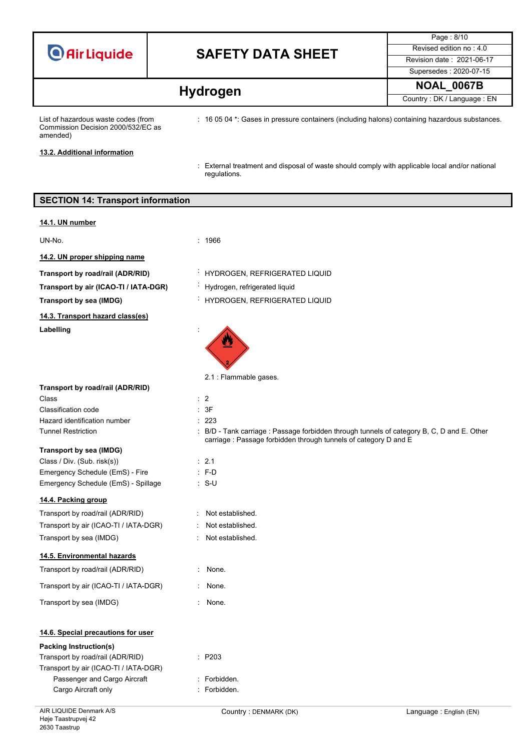List of hazardous waste codes (from Commission Decision 2000/532/EC as amended) : 16 05 04 *: Gases in pressure containers (including halons) containing hazardous substances.

**13.2. Additional information**

: External treatment and disposal of waste should comply with applicable local and/or national regulations.

## SECTION 14: Transport information

**14.1. UN number**

UN-No. : 1966

**14.2. UN proper shipping name**

| | |
|---|---|
| **Transport by road/rail (ADR/RID)** | : HYDROGEN, REFRIGERATED LIQUID |
| **Transport by air (ICAO-TI / IATA-DGR)** | : Hydrogen, refrigerated liquid |
| **Transport by sea (IMDG)** | : HYDROGEN, REFRIGERATED LIQUID |

**14.3. Transport hazard class(es)**

**Labelling** :

2.1 : Flammable gases.

**Transport by road/rail (ADR/RID)**

| | |
|---|---|
| Class | : 2 |
| Classification code | : 3F |
| Hazard identification number | : 223 |
| Tunnel Restriction | : B/D - Tank carriage : Passage forbidden through tunnels of category B, C, D and E. Other carriage : Passage forbidden through tunnels of category D and E |

**Transport by sea (IMDG)**

| | |
|---|---|
| Class / Div. (Sub. risk(s)) | : 2.1 |
| Emergency Schedule (EmS) - Fire | : F-D |
| Emergency Schedule (EmS) - Spillage | : S-U |

**14.4. Packing group**

| | |
|---|---|
| Transport by road/rail (ADR/RID) | : Not established. |
| Transport by air (ICAO-TI / IATA-DGR) | : Not established. |
| Transport by sea (IMDG) | : Not established. |

**14.5. Environmental hazards**

| | |
|---|---|
| Transport by road/rail (ADR/RID) | : None. |
| Transport by air (ICAO-TI / IATA-DGR) | : None. |
| Transport by sea (IMDG) | : None. |

**14.6. Special precautions for user**

**Packing Instruction(s)**

| | |
|---|---|
| Transport by road/rail (ADR/RID) | : P203 |
| Transport by air (ICAO-TI / IATA-DGR) | |
| Passenger and Cargo Aircraft | : Forbidden. |
| Cargo Aircraft only | : Forbidden. |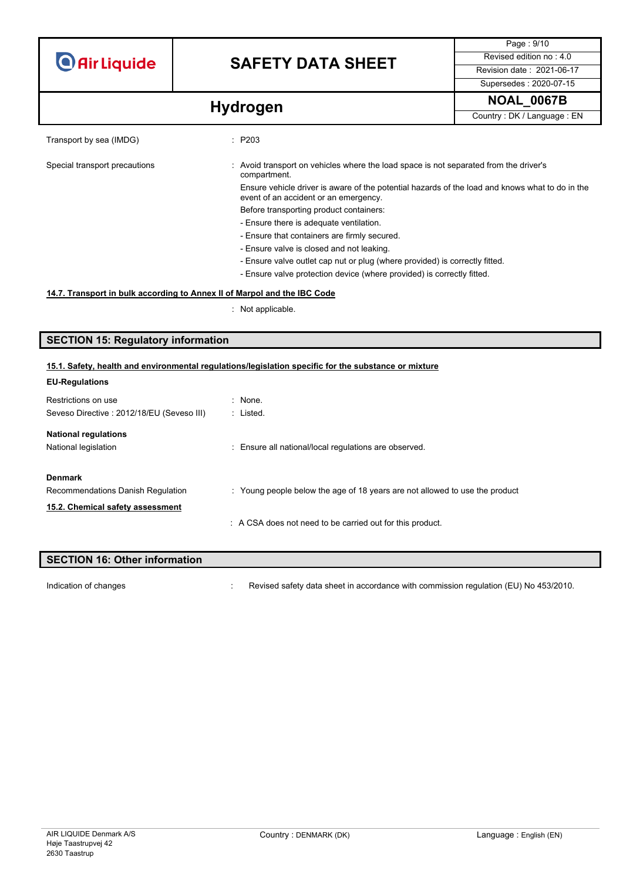Transport by sea (IMDG) : P203

Special transport precautions : Avoid transport on vehicles where the load space is not separated from the driver's compartment.
Ensure vehicle driver is aware of the potential hazards of the load and knows what to do in the event of an accident or an emergency.
Before transporting product containers:
- Ensure there is adequate ventilation.
- Ensure that containers are firmly secured.
- Ensure valve is closed and not leaking.
- Ensure valve outlet cap nut or plug (where provided) is correctly fitted.
- Ensure valve protection device (where provided) is correctly fitted.

**14.7. Transport in bulk according to Annex II of Marpol and the IBC Code**

: Not applicable.

## SECTION 15: Regulatory information

**15.1. Safety, health and environmental regulations/legislation specific for the substance or mixture**

**EU-Regulations**

Restrictions on use : None.

Seveso Directive : 2012/18/EU (Seveso III) : Listed.

**National regulations**

National legislation : Ensure all national/local regulations are observed.

**Denmark**

Recommendations Danish Regulation : Young people below the age of 18 years are not allowed to use the product

**15.2. Chemical safety assessment**

: A CSA does not need to be carried out for this product.

## SECTION 16: Other information

Indication of changes : Revised safety data sheet in accordance with commission regulation (EU) No 453/2010.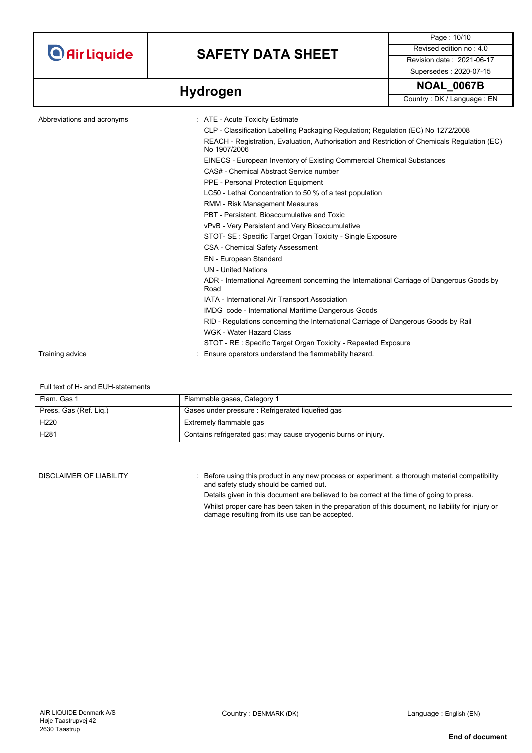Abbreviations and acronyms : ATE - Acute Toxicity Estimate

CLP - Classification Labelling Packaging Regulation; Regulation (EC) No 1272/2008

REACH - Registration, Evaluation, Authorisation and Restriction of Chemicals Regulation (EC) No 1907/2006

EINECS - European Inventory of Existing Commercial Chemical Substances

CAS# - Chemical Abstract Service number

PPE - Personal Protection Equipment

LC50 - Lethal Concentration to 50 % of a test population

RMM - Risk Management Measures

PBT - Persistent, Bioaccumulative and Toxic

vPvB - Very Persistent and Very Bioaccumulative

STOT- SE : Specific Target Organ Toxicity - Single Exposure

CSA - Chemical Safety Assessment

EN - European Standard

UN - United Nations

ADR - International Agreement concerning the International Carriage of Dangerous Goods by Road

IATA - International Air Transport Association

IMDG code - International Maritime Dangerous Goods

RID - Regulations concerning the International Carriage of Dangerous Goods by Rail

WGK - Water Hazard Class

STOT - RE : Specific Target Organ Toxicity - Repeated Exposure

Training advice : Ensure operators understand the flammability hazard.

Full text of H- and EUH-statements

| | |
|---|---|
| Flam. Gas 1 | Flammable gases, Category 1 |
| Press. Gas (Ref. Liq.) | Gases under pressure : Refrigerated liquefied gas |
| H220 | Extremely flammable gas |
| H281 | Contains refrigerated gas; may cause cryogenic burns or injury. |

DISCLAIMER OF LIABILITY : Before using this product in any new process or experiment, a thorough material compatibility and safety study should be carried out.

Details given in this document are believed to be correct at the time of going to press.

Whilst proper care has been taken in the preparation of this document, no liability for injury or damage resulting from its use can be accepted.

End of document